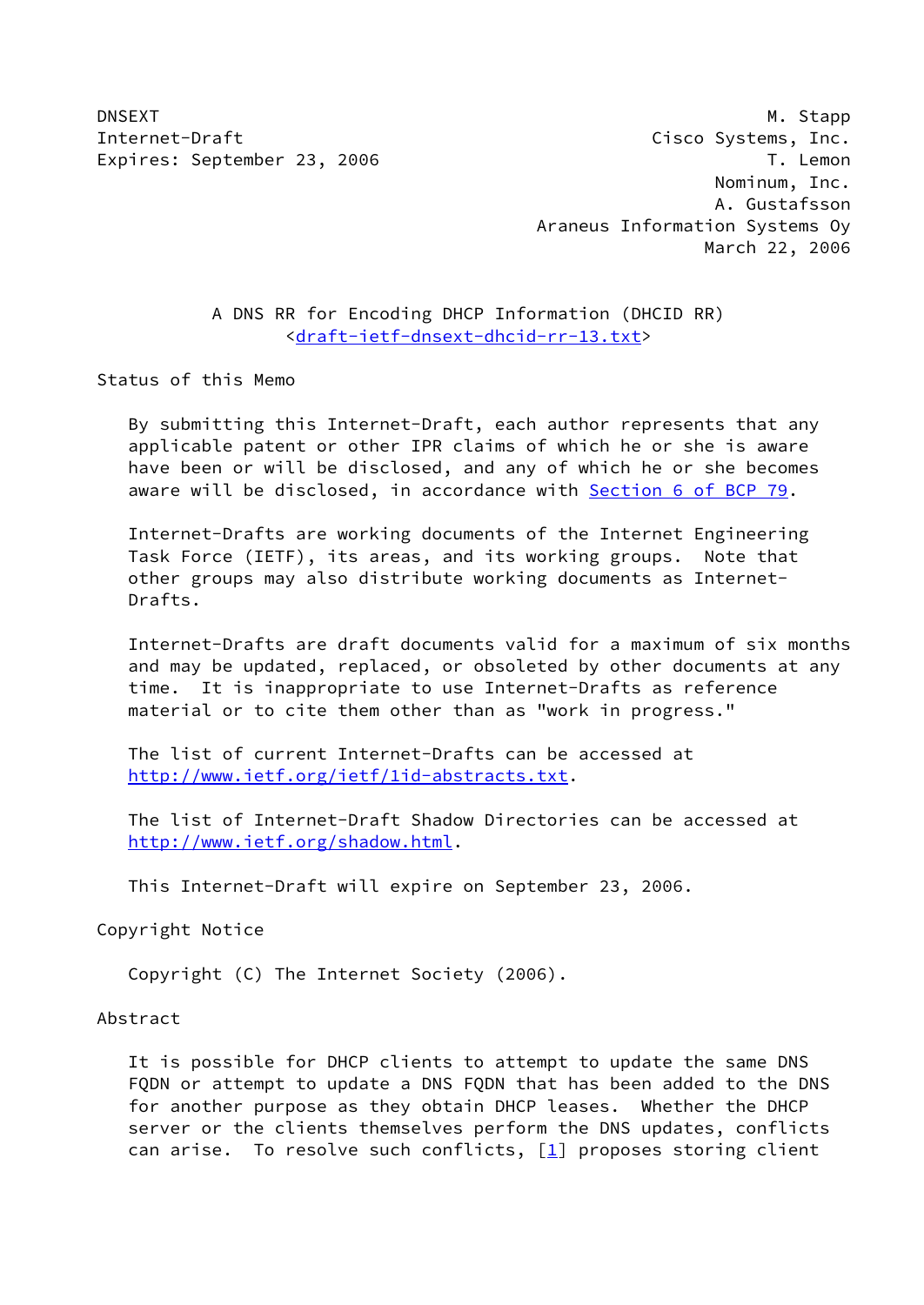DNSEXT M. Stapp
Internet-Draft Cisco Systems, Inc.
Expires: September 23, 2006 T. Lemon
Nominum, Inc.
A. Gustafsson
Araneus Information Systems Oy
March 22, 2006

# A DNS RR for Encoding DHCP Information (DHCID RR)

<draft-ietf-dnsext-dhcid-rr-13.txt>

## Status of this Memo

By submitting this Internet-Draft, each author represents that any applicable patent or other IPR claims of which he or she is aware have been or will be disclosed, and any of which he or she becomes aware will be disclosed, in accordance with Section 6 of BCP 79.

Internet-Drafts are working documents of the Internet Engineering Task Force (IETF), its areas, and its working groups. Note that other groups may also distribute working documents as Internet-Drafts.

Internet-Drafts are draft documents valid for a maximum of six months and may be updated, replaced, or obsoleted by other documents at any time. It is inappropriate to use Internet-Drafts as reference material or to cite them other than as "work in progress."

The list of current Internet-Drafts can be accessed at http://www.ietf.org/ietf/1id-abstracts.txt.

The list of Internet-Draft Shadow Directories can be accessed at http://www.ietf.org/shadow.html.

This Internet-Draft will expire on September 23, 2006.

## Copyright Notice

Copyright (C) The Internet Society (2006).

## Abstract

It is possible for DHCP clients to attempt to update the same DNS FQDN or attempt to update a DNS FQDN that has been added to the DNS for another purpose as they obtain DHCP leases. Whether the DHCP server or the clients themselves perform the DNS updates, conflicts can arise. To resolve such conflicts, [1] proposes storing client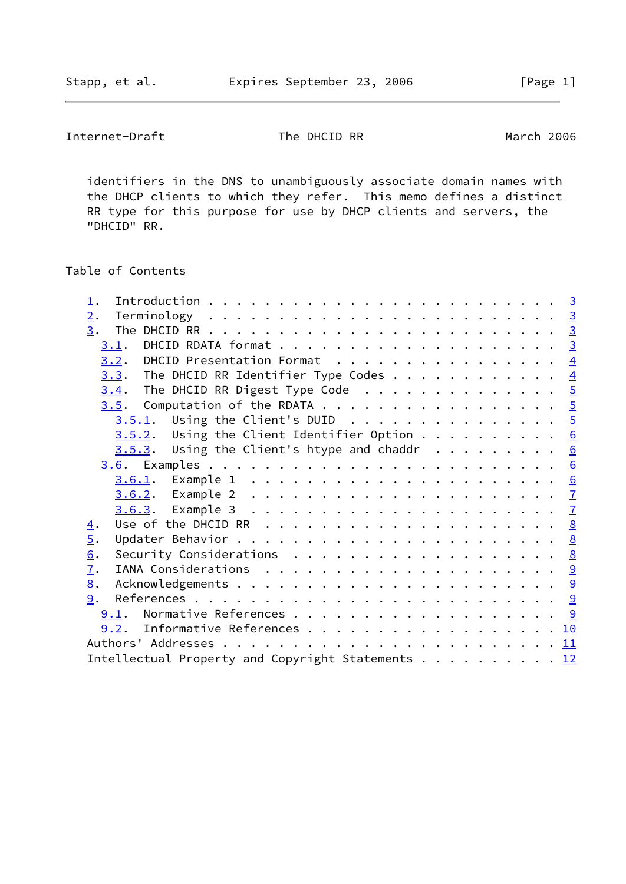identifiers in the DNS to unambiguously associate domain names with the DHCP clients to which they refer. This memo defines a distinct RR type for this purpose for use by DHCP clients and servers, the "DHCID" RR.

## Table of Contents

- 1. Introduction . . . . . . . . . . . . . . . . . . . . . . . . . 3
- 2. Terminology . . . . . . . . . . . . . . . . . . . . . . . . . 3
- 3. The DHCID RR . . . . . . . . . . . . . . . . . . . . . . . . . 3
  - 3.1. DHCID RDATA format . . . . . . . . . . . . . . . . . . . . 3
  - 3.2. DHCID Presentation Format . . . . . . . . . . . . . . . . 4
  - 3.3. The DHCID RR Identifier Type Codes . . . . . . . . . . . . 4
  - 3.4. The DHCID RR Digest Type Code . . . . . . . . . . . . . . 5
  - 3.5. Computation of the RDATA . . . . . . . . . . . . . . . . . 5
    - 3.5.1. Using the Client's DUID . . . . . . . . . . . . . . . 5
    - 3.5.2. Using the Client Identifier Option . . . . . . . . . . 6
    - 3.5.3. Using the Client's htype and chaddr . . . . . . . . . 6
  - 3.6. Examples . . . . . . . . . . . . . . . . . . . . . . . . . 6
    - 3.6.1. Example 1 . . . . . . . . . . . . . . . . . . . . . . 6
    - 3.6.2. Example 2 . . . . . . . . . . . . . . . . . . . . . . 7
    - 3.6.3. Example 3 . . . . . . . . . . . . . . . . . . . . . . 7
- 4. Use of the DHCID RR . . . . . . . . . . . . . . . . . . . . . 8
- 5. Updater Behavior . . . . . . . . . . . . . . . . . . . . . . . 8
- 6. Security Considerations . . . . . . . . . . . . . . . . . . . 8
- 7. IANA Considerations . . . . . . . . . . . . . . . . . . . . . 9
- 8. Acknowledgements . . . . . . . . . . . . . . . . . . . . . . . 9
- 9. References . . . . . . . . . . . . . . . . . . . . . . . . . . 9
  - 9.1. Normative References . . . . . . . . . . . . . . . . . . . 9
  - 9.2. Informative References . . . . . . . . . . . . . . . . . . 10
- Authors' Addresses . . . . . . . . . . . . . . . . . . . . . . . . 11
- Intellectual Property and Copyright Statements . . . . . . . . . . 12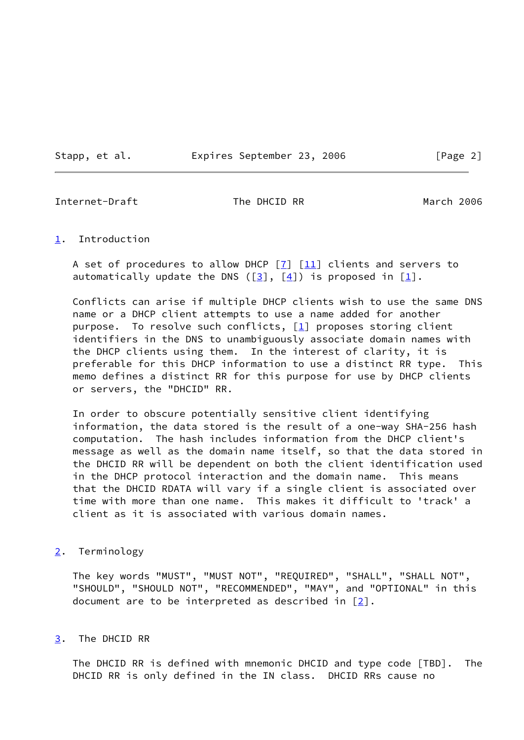## 1. Introduction

A set of procedures to allow DHCP [7] [11] clients and servers to automatically update the DNS ([3], [4]) is proposed in [1].

Conflicts can arise if multiple DHCP clients wish to use the same DNS name or a DHCP client attempts to use a name added for another purpose. To resolve such conflicts, [1] proposes storing client identifiers in the DNS to unambiguously associate domain names with the DHCP clients using them. In the interest of clarity, it is preferable for this DHCP information to use a distinct RR type. This memo defines a distinct RR for this purpose for use by DHCP clients or servers, the "DHCID" RR.

In order to obscure potentially sensitive client identifying information, the data stored is the result of a one-way SHA-256 hash computation. The hash includes information from the DHCP client's message as well as the domain name itself, so that the data stored in the DHCID RR will be dependent on both the client identification used in the DHCP protocol interaction and the domain name. This means that the DHCID RDATA will vary if a single client is associated over time with more than one name. This makes it difficult to 'track' a client as it is associated with various domain names.

## 2. Terminology

The key words "MUST", "MUST NOT", "REQUIRED", "SHALL", "SHALL NOT", "SHOULD", "SHOULD NOT", "RECOMMENDED", "MAY", and "OPTIONAL" in this document are to be interpreted as described in [2].

## 3. The DHCID RR

The DHCID RR is defined with mnemonic DHCID and type code [TBD]. The DHCID RR is only defined in the IN class. DHCID RRs cause no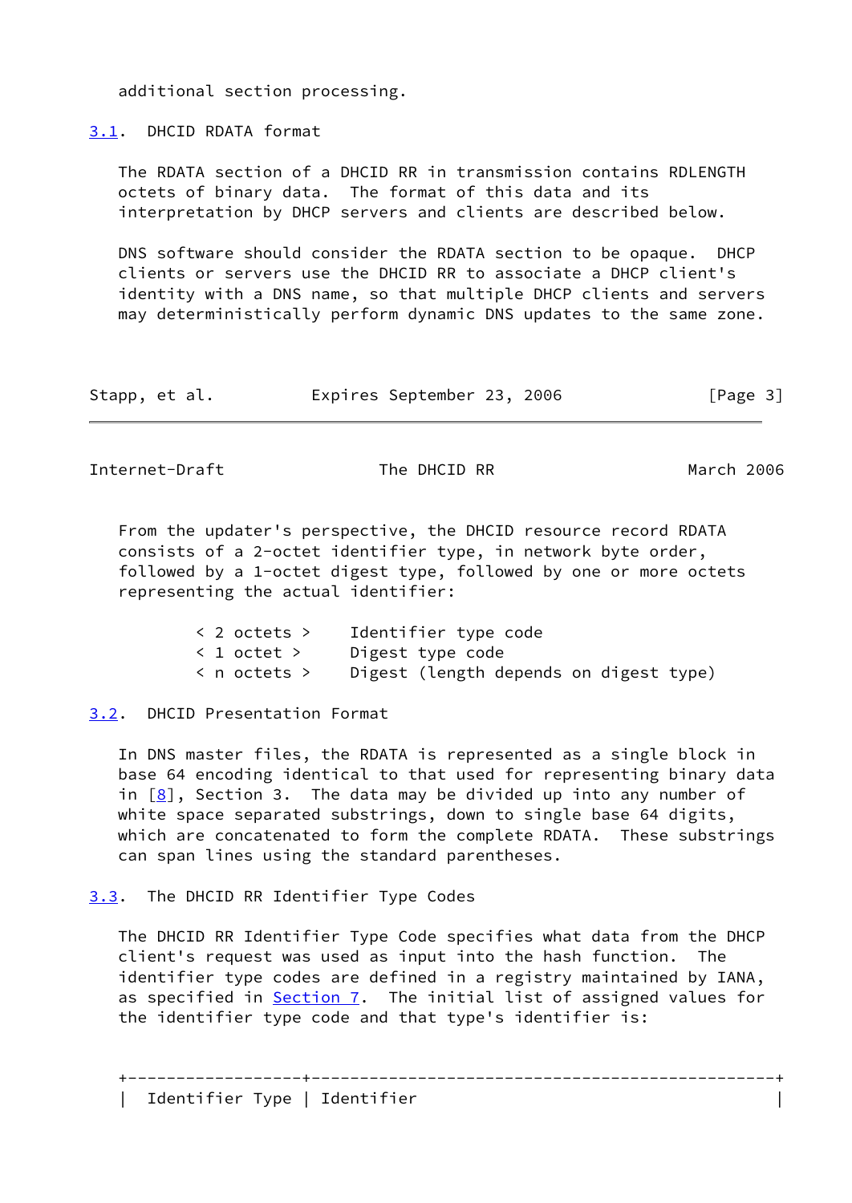additional section processing.

### 3.1. DHCID RDATA format

The RDATA section of a DHCID RR in transmission contains RDLENGTH octets of binary data. The format of this data and its interpretation by DHCP servers and clients are described below.

DNS software should consider the RDATA section to be opaque. DHCP clients or servers use the DHCID RR to associate a DHCP client's identity with a DNS name, so that multiple DHCP clients and servers may deterministically perform dynamic DNS updates to the same zone.

From the updater's perspective, the DHCID resource record RDATA consists of a 2-octet identifier type, in network byte order, followed by a 1-octet digest type, followed by one or more octets representing the actual identifier:

```
        < 2 octets >    Identifier type code
        < 1 octet >     Digest type code
        < n octets >    Digest (length depends on digest type)
```

### 3.2. DHCID Presentation Format

In DNS master files, the RDATA is represented as a single block in base 64 encoding identical to that used for representing binary data in [8], Section 3. The data may be divided up into any number of white space separated substrings, down to single base 64 digits, which are concatenated to form the complete RDATA. These substrings can span lines using the standard parentheses.

### 3.3. The DHCID RR Identifier Type Codes

The DHCID RR Identifier Type Code specifies what data from the DHCP client's request was used as input into the hash function. The identifier type codes are defined in a registry maintained by IANA, as specified in Section 7. The initial list of assigned values for the identifier type code and that type's identifier is:

| Identifier Type | Identifier |
|---|---|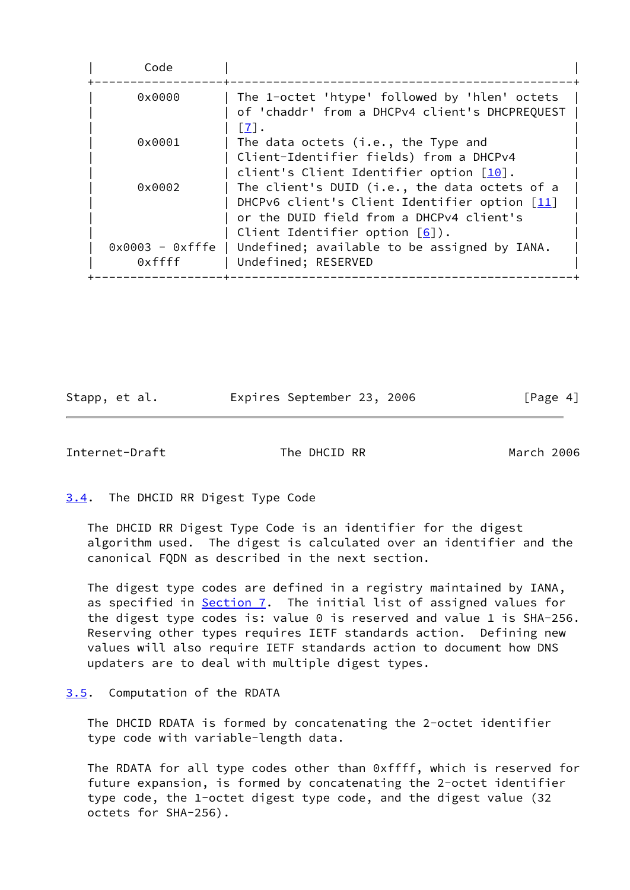| Code | |
|---|---|
| 0x0000 | The 1-octet 'htype' followed by 'hlen' octets of 'chaddr' from a DHCPv4 client's DHCPREQUEST [7]. |
| 0x0001 | The data octets (i.e., the Type and Client-Identifier fields) from a DHCPv4 client's Client Identifier option [10]. |
| 0x0002 | The client's DUID (i.e., the data octets of a DHCPv6 client's Client Identifier option [11] or the DUID field from a DHCPv4 client's Client Identifier option [6]). |
| 0x0003 - 0xfffe | Undefined; available to be assigned by IANA. |
| 0xffff | Undefined; RESERVED |

## 3.4. The DHCID RR Digest Type Code

The DHCID RR Digest Type Code is an identifier for the digest algorithm used. The digest is calculated over an identifier and the canonical FQDN as described in the next section.

The digest type codes are defined in a registry maintained by IANA, as specified in Section 7. The initial list of assigned values for the digest type codes is: value 0 is reserved and value 1 is SHA-256. Reserving other types requires IETF standards action. Defining new values will also require IETF standards action to document how DNS updaters are to deal with multiple digest types.

## 3.5. Computation of the RDATA

The DHCID RDATA is formed by concatenating the 2-octet identifier type code with variable-length data.

The RDATA for all type codes other than 0xffff, which is reserved for future expansion, is formed by concatenating the 2-octet identifier type code, the 1-octet digest type code, and the digest value (32 octets for SHA-256).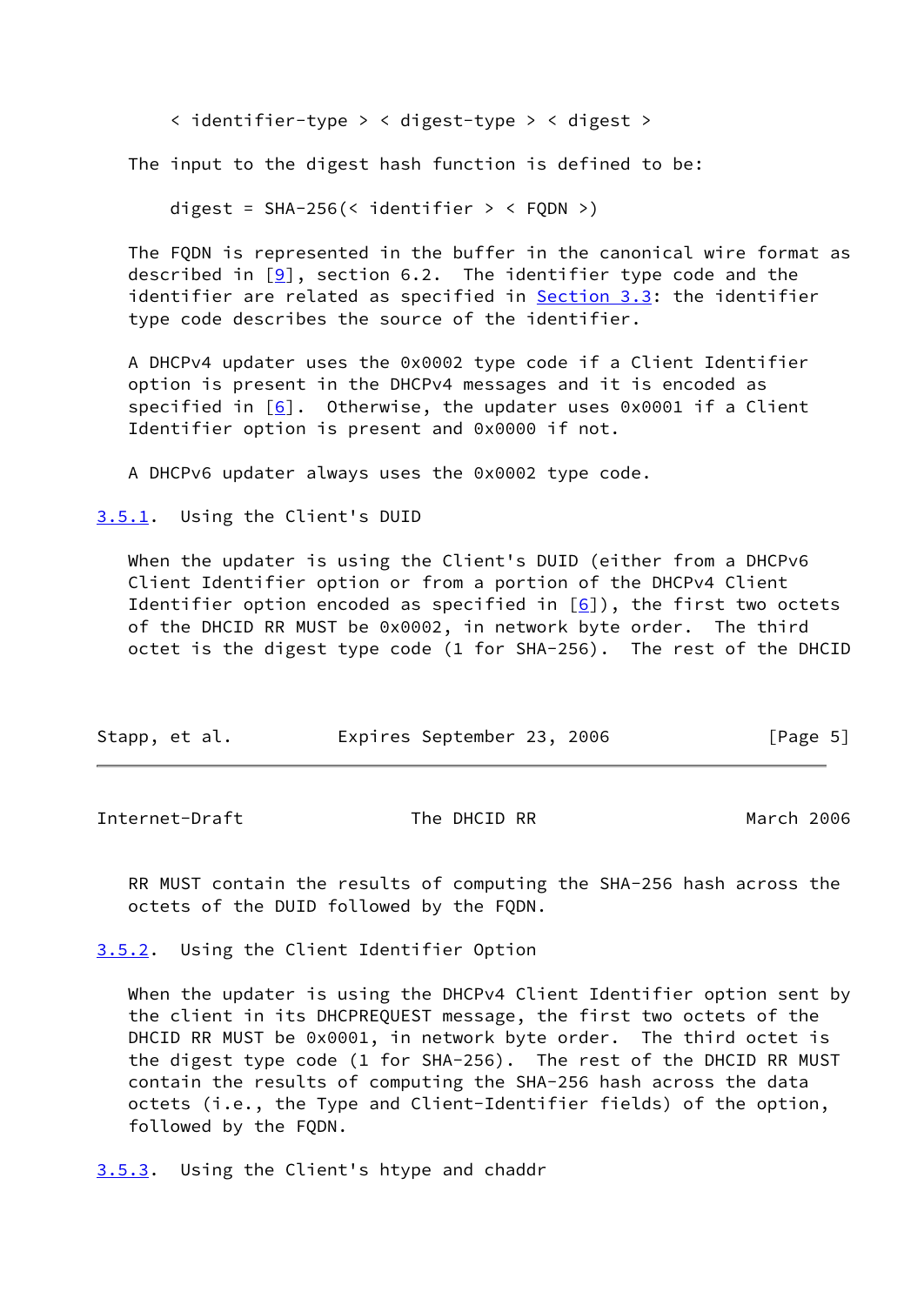```
< identifier-type > < digest-type > < digest >
```

The input to the digest hash function is defined to be:

```
digest = SHA-256(< identifier > < FQDN >)
```

The FQDN is represented in the buffer in the canonical wire format as described in [9], section 6.2. The identifier type code and the identifier are related as specified in Section 3.3: the identifier type code describes the source of the identifier.

A DHCPv4 updater uses the 0x0002 type code if a Client Identifier option is present in the DHCPv4 messages and it is encoded as specified in [6]. Otherwise, the updater uses 0x0001 if a Client Identifier option is present and 0x0000 if not.

A DHCPv6 updater always uses the 0x0002 type code.

### 3.5.1. Using the Client's DUID

When the updater is using the Client's DUID (either from a DHCPv6 Client Identifier option or from a portion of the DHCPv4 Client Identifier option encoded as specified in [6]), the first two octets of the DHCID RR MUST be 0x0002, in network byte order. The third octet is the digest type code (1 for SHA-256). The rest of the DHCID RR MUST contain the results of computing the SHA-256 hash across the octets of the DUID followed by the FQDN.

### 3.5.2. Using the Client Identifier Option

When the updater is using the DHCPv4 Client Identifier option sent by the client in its DHCPREQUEST message, the first two octets of the DHCID RR MUST be 0x0001, in network byte order. The third octet is the digest type code (1 for SHA-256). The rest of the DHCID RR MUST contain the results of computing the SHA-256 hash across the data octets (i.e., the Type and Client-Identifier fields) of the option, followed by the FQDN.

### 3.5.3. Using the Client's htype and chaddr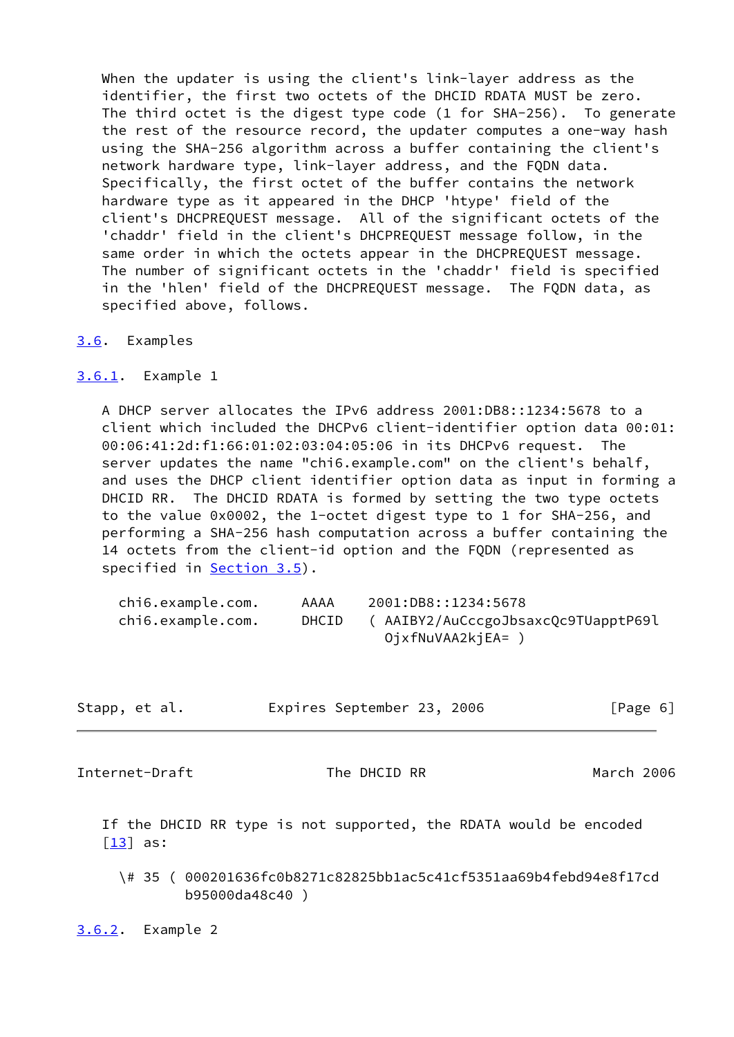When the updater is using the client's link-layer address as the identifier, the first two octets of the DHCID RDATA MUST be zero. The third octet is the digest type code (1 for SHA-256). To generate the rest of the resource record, the updater computes a one-way hash using the SHA-256 algorithm across a buffer containing the client's network hardware type, link-layer address, and the FQDN data. Specifically, the first octet of the buffer contains the network hardware type as it appeared in the DHCP 'htype' field of the client's DHCPREQUEST message. All of the significant octets of the 'chaddr' field in the client's DHCPREQUEST message follow, in the same order in which the octets appear in the DHCPREQUEST message. The number of significant octets in the 'chaddr' field is specified in the 'hlen' field of the DHCPREQUEST message. The FQDN data, as specified above, follows.

### 3.6. Examples

#### 3.6.1. Example 1

A DHCP server allocates the IPv6 address 2001:DB8::1234:5678 to a client which included the DHCPv6 client-identifier option data 00:01:00:06:41:2d:f1:66:01:02:03:04:05:06 in its DHCPv6 request. The server updates the name "chi6.example.com" on the client's behalf, and uses the DHCP client identifier option data as input in forming a DHCID RR. The DHCID RDATA is formed by setting the two type octets to the value 0x0002, the 1-octet digest type to 1 for SHA-256, and performing a SHA-256 hash computation across a buffer containing the 14 octets from the client-id option and the FQDN (represented as specified in Section 3.5).

```
chi6.example.com.     AAAA    2001:DB8::1234:5678
chi6.example.com.     DHCID   ( AAIBY2/AuCccgoJbsaxcQc9TUapptP69l
                                OjxfNuVAA2kjEA= )
```

If the DHCID RR type is not supported, the RDATA would be encoded [13] as:

```
\# 35 ( 000201636fc0b8271c82825bb1ac5c41cf5351aa69b4febd94e8f17cd
        b95000da48c40 )
```

#### 3.6.2. Example 2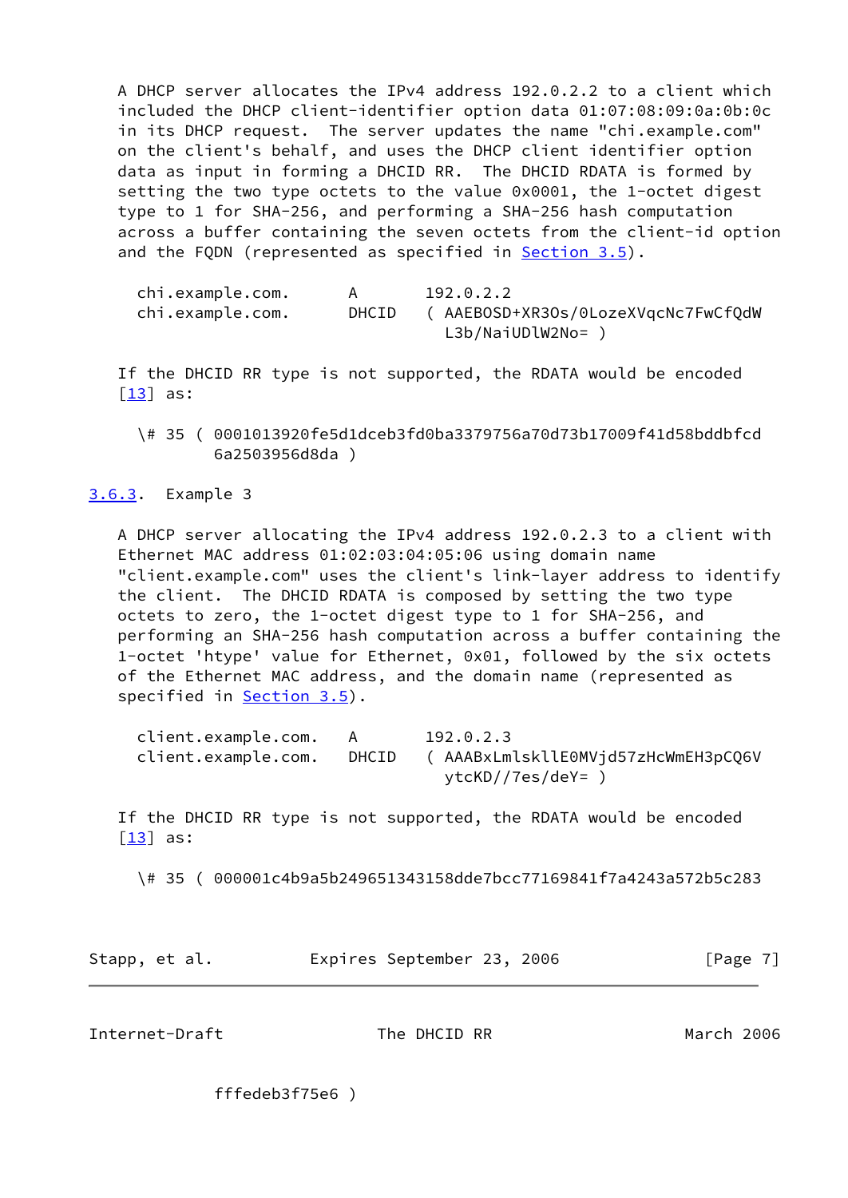A DHCP server allocates the IPv4 address 192.0.2.2 to a client which included the DHCP client-identifier option data 01:07:08:09:0a:0b:0c in its DHCP request. The server updates the name "chi.example.com" on the client's behalf, and uses the DHCP client identifier option data as input in forming a DHCID RR. The DHCID RDATA is formed by setting the two type octets to the value 0x0001, the 1-octet digest type to 1 for SHA-256, and performing a SHA-256 hash computation across a buffer containing the seven octets from the client-id option and the FQDN (represented as specified in Section 3.5).

```
chi.example.com.      A       192.0.2.2
chi.example.com.      DHCID   ( AAEBOSD+XR3Os/0LozeXVqcNc7FwCfQdW
                                L3b/NaiUDlW2No= )
```

If the DHCID RR type is not supported, the RDATA would be encoded [13] as:

```
\# 35 ( 0001013920fe5d1dceb3fd0ba3379756a70d73b17009f41d58bddbfcd
        6a2503956d8da )
```

### 3.6.3. Example 3

A DHCP server allocating the IPv4 address 192.0.2.3 to a client with Ethernet MAC address 01:02:03:04:05:06 using domain name "client.example.com" uses the client's link-layer address to identify the client. The DHCID RDATA is composed by setting the two type octets to zero, the 1-octet digest type to 1 for SHA-256, and performing an SHA-256 hash computation across a buffer containing the 1-octet 'htype' value for Ethernet, 0x01, followed by the six octets of the Ethernet MAC address, and the domain name (represented as specified in Section 3.5).

```
client.example.com.   A       192.0.2.3
client.example.com.   DHCID   ( AAABxLmlskllE0MVjd57zHcWmEH3pCQ6V
                                ytcKD//7es/deY= )
```

If the DHCID RR type is not supported, the RDATA would be encoded [13] as:

```
\# 35 ( 000001c4b9a5b249651343158dde7bcc77169841f7a4243a572b5c283
        fffedeb3f75e6 )
```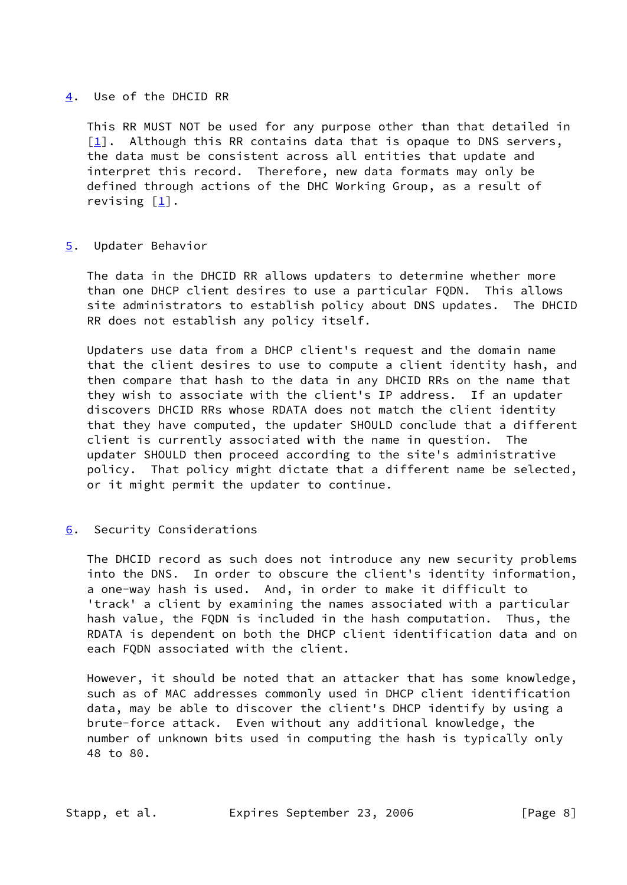## 4. Use of the DHCID RR

This RR MUST NOT be used for any purpose other than that detailed in [1]. Although this RR contains data that is opaque to DNS servers, the data must be consistent across all entities that update and interpret this record. Therefore, new data formats may only be defined through actions of the DHC Working Group, as a result of revising [1].

## 5. Updater Behavior

The data in the DHCID RR allows updaters to determine whether more than one DHCP client desires to use a particular FQDN. This allows site administrators to establish policy about DNS updates. The DHCID RR does not establish any policy itself.

Updaters use data from a DHCP client's request and the domain name that the client desires to use to compute a client identity hash, and then compare that hash to the data in any DHCID RRs on the name that they wish to associate with the client's IP address. If an updater discovers DHCID RRs whose RDATA does not match the client identity that they have computed, the updater SHOULD conclude that a different client is currently associated with the name in question. The updater SHOULD then proceed according to the site's administrative policy. That policy might dictate that a different name be selected, or it might permit the updater to continue.

## 6. Security Considerations

The DHCID record as such does not introduce any new security problems into the DNS. In order to obscure the client's identity information, a one-way hash is used. And, in order to make it difficult to 'track' a client by examining the names associated with a particular hash value, the FQDN is included in the hash computation. Thus, the RDATA is dependent on both the DHCP client identification data and on each FQDN associated with the client.

However, it should be noted that an attacker that has some knowledge, such as of MAC addresses commonly used in DHCP client identification data, may be able to discover the client's DHCP identify by using a brute-force attack. Even without any additional knowledge, the number of unknown bits used in computing the hash is typically only 48 to 80.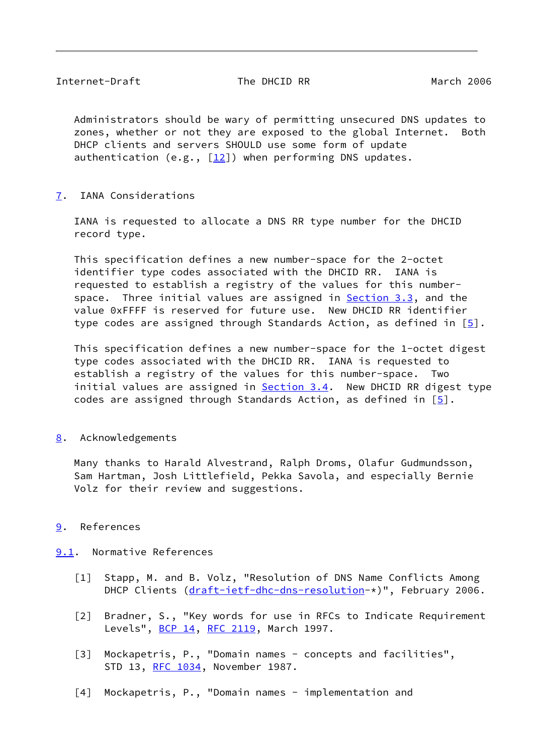Administrators should be wary of permitting unsecured DNS updates to zones, whether or not they are exposed to the global Internet. Both DHCP clients and servers SHOULD use some form of update authentication (e.g., [12]) when performing DNS updates.

## 7. IANA Considerations

IANA is requested to allocate a DNS RR type number for the DHCID record type.

This specification defines a new number-space for the 2-octet identifier type codes associated with the DHCID RR. IANA is requested to establish a registry of the values for this number-space. Three initial values are assigned in Section 3.3, and the value 0xFFFF is reserved for future use. New DHCID RR identifier type codes are assigned through Standards Action, as defined in [5].

This specification defines a new number-space for the 1-octet digest type codes associated with the DHCID RR. IANA is requested to establish a registry of the values for this number-space. Two initial values are assigned in Section 3.4. New DHCID RR digest type codes are assigned through Standards Action, as defined in [5].

## 8. Acknowledgements

Many thanks to Harald Alvestrand, Ralph Droms, Olafur Gudmundsson, Sam Hartman, Josh Littlefield, Pekka Savola, and especially Bernie Volz for their review and suggestions.

## 9. References

### 9.1. Normative References

[1] Stapp, M. and B. Volz, "Resolution of DNS Name Conflicts Among DHCP Clients (draft-ietf-dhc-dns-resolution-*)", February 2006.

[2] Bradner, S., "Key words for use in RFCs to Indicate Requirement Levels", BCP 14, RFC 2119, March 1997.

[3] Mockapetris, P., "Domain names - concepts and facilities", STD 13, RFC 1034, November 1987.

[4] Mockapetris, P., "Domain names - implementation and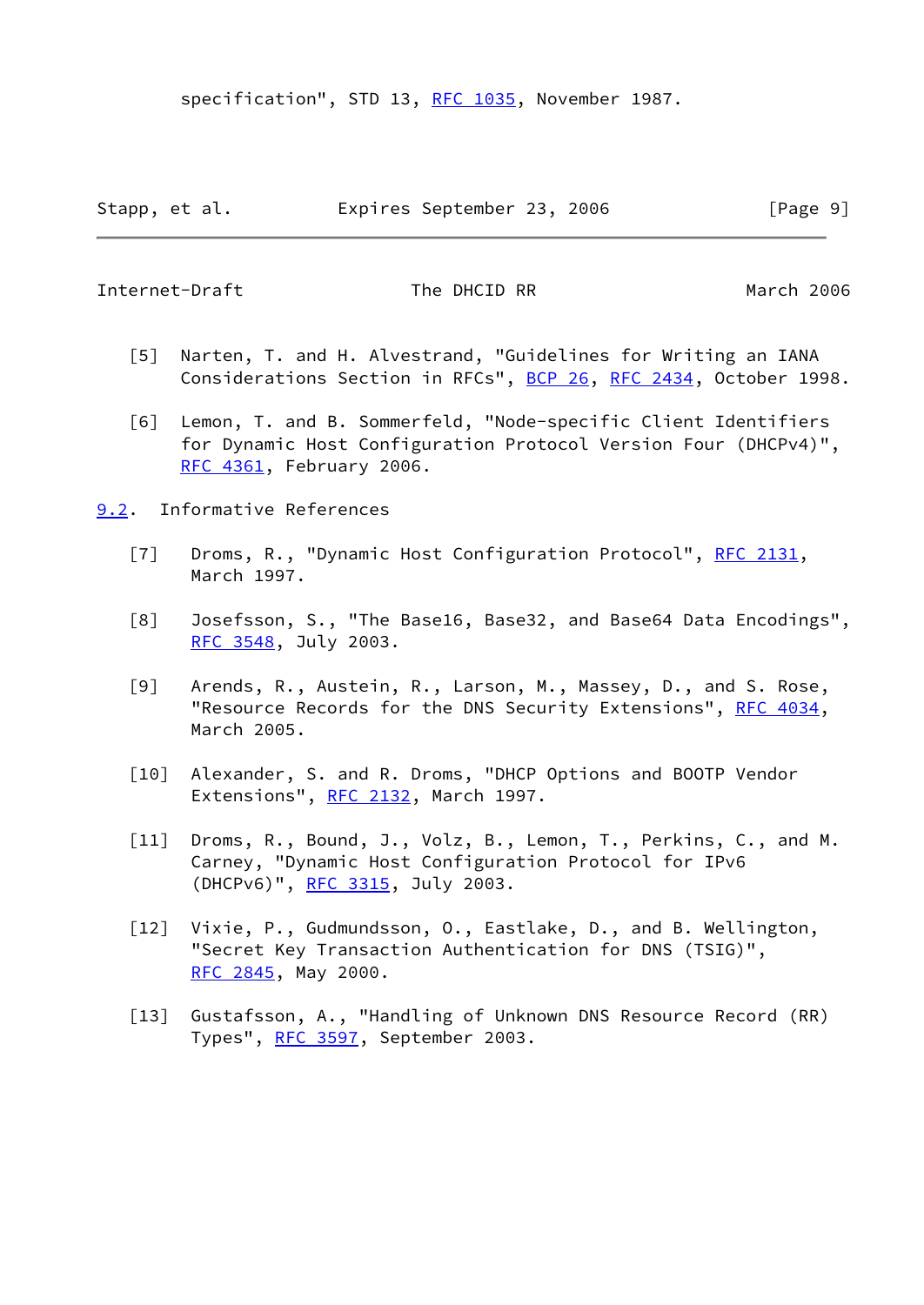specification", STD 13, RFC 1035, November 1987.

[5] Narten, T. and H. Alvestrand, "Guidelines for Writing an IANA Considerations Section in RFCs", BCP 26, RFC 2434, October 1998.

[6] Lemon, T. and B. Sommerfeld, "Node-specific Client Identifiers for Dynamic Host Configuration Protocol Version Four (DHCPv4)", RFC 4361, February 2006.

### 9.2. Informative References

[7] Droms, R., "Dynamic Host Configuration Protocol", RFC 2131, March 1997.

[8] Josefsson, S., "The Base16, Base32, and Base64 Data Encodings", RFC 3548, July 2003.

[9] Arends, R., Austein, R., Larson, M., Massey, D., and S. Rose, "Resource Records for the DNS Security Extensions", RFC 4034, March 2005.

[10] Alexander, S. and R. Droms, "DHCP Options and BOOTP Vendor Extensions", RFC 2132, March 1997.

[11] Droms, R., Bound, J., Volz, B., Lemon, T., Perkins, C., and M. Carney, "Dynamic Host Configuration Protocol for IPv6 (DHCPv6)", RFC 3315, July 2003.

[12] Vixie, P., Gudmundsson, O., Eastlake, D., and B. Wellington, "Secret Key Transaction Authentication for DNS (TSIG)", RFC 2845, May 2000.

[13] Gustafsson, A., "Handling of Unknown DNS Resource Record (RR) Types", RFC 3597, September 2003.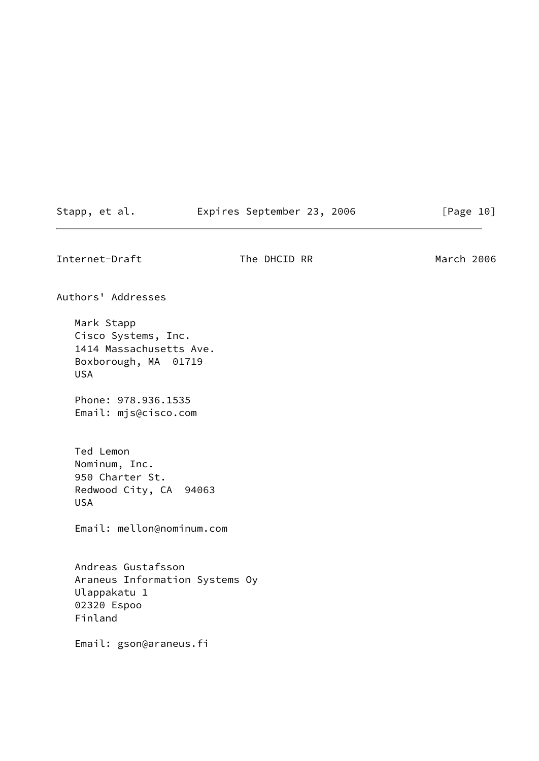## Authors' Addresses

Mark Stapp
Cisco Systems, Inc.
1414 Massachusetts Ave.
Boxborough, MA  01719
USA

Phone: 978.936.1535
Email: mjs@cisco.com

Ted Lemon
Nominum, Inc.
950 Charter St.
Redwood City, CA  94063
USA

Email: mellon@nominum.com

Andreas Gustafsson
Araneus Information Systems Oy
Ulappakatu 1
02320 Espoo
Finland

Email: gson@araneus.fi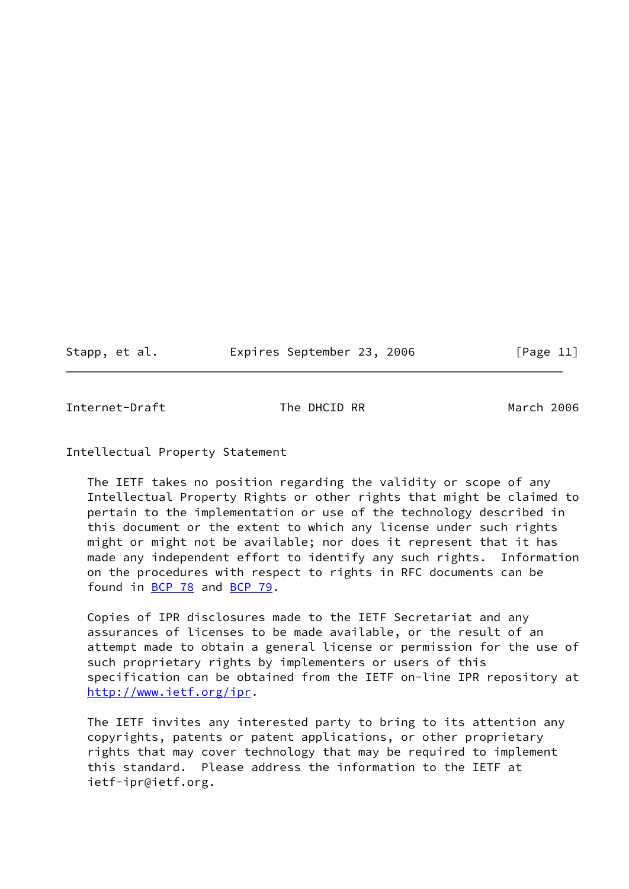## Intellectual Property Statement

The IETF takes no position regarding the validity or scope of any Intellectual Property Rights or other rights that might be claimed to pertain to the implementation or use of the technology described in this document or the extent to which any license under such rights might or might not be available; nor does it represent that it has made any independent effort to identify any such rights. Information on the procedures with respect to rights in RFC documents can be found in BCP 78 and BCP 79.

Copies of IPR disclosures made to the IETF Secretariat and any assurances of licenses to be made available, or the result of an attempt made to obtain a general license or permission for the use of such proprietary rights by implementers or users of this specification can be obtained from the IETF on-line IPR repository at http://www.ietf.org/ipr.

The IETF invites any interested party to bring to its attention any copyrights, patents or patent applications, or other proprietary rights that may cover technology that may be required to implement this standard. Please address the information to the IETF at ietf-ipr@ietf.org.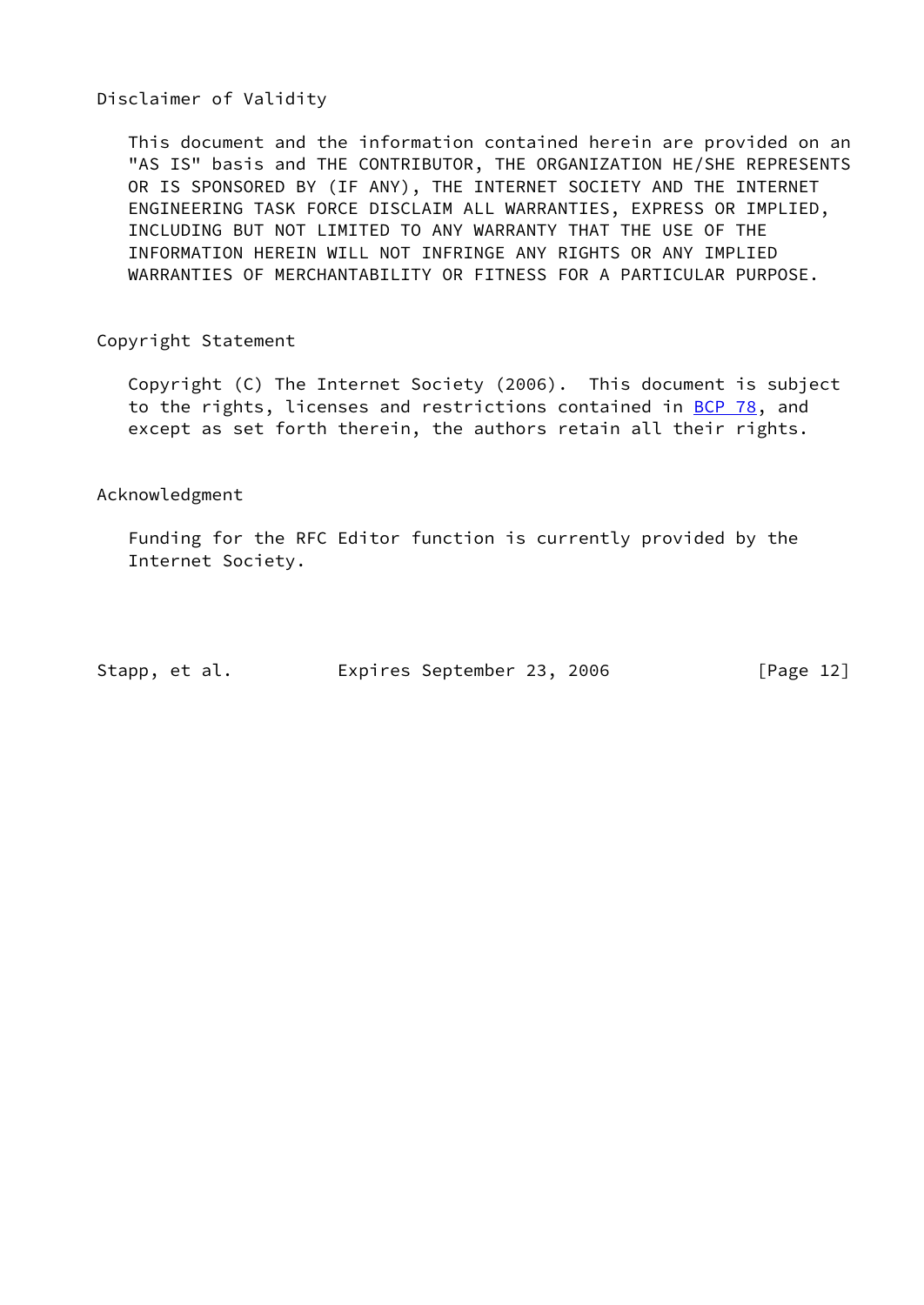## Disclaimer of Validity

This document and the information contained herein are provided on an "AS IS" basis and THE CONTRIBUTOR, THE ORGANIZATION HE/SHE REPRESENTS OR IS SPONSORED BY (IF ANY), THE INTERNET SOCIETY AND THE INTERNET ENGINEERING TASK FORCE DISCLAIM ALL WARRANTIES, EXPRESS OR IMPLIED, INCLUDING BUT NOT LIMITED TO ANY WARRANTY THAT THE USE OF THE INFORMATION HEREIN WILL NOT INFRINGE ANY RIGHTS OR ANY IMPLIED WARRANTIES OF MERCHANTABILITY OR FITNESS FOR A PARTICULAR PURPOSE.

## Copyright Statement

Copyright (C) The Internet Society (2006). This document is subject to the rights, licenses and restrictions contained in BCP 78, and except as set forth therein, the authors retain all their rights.

## Acknowledgment

Funding for the RFC Editor function is currently provided by the Internet Society.